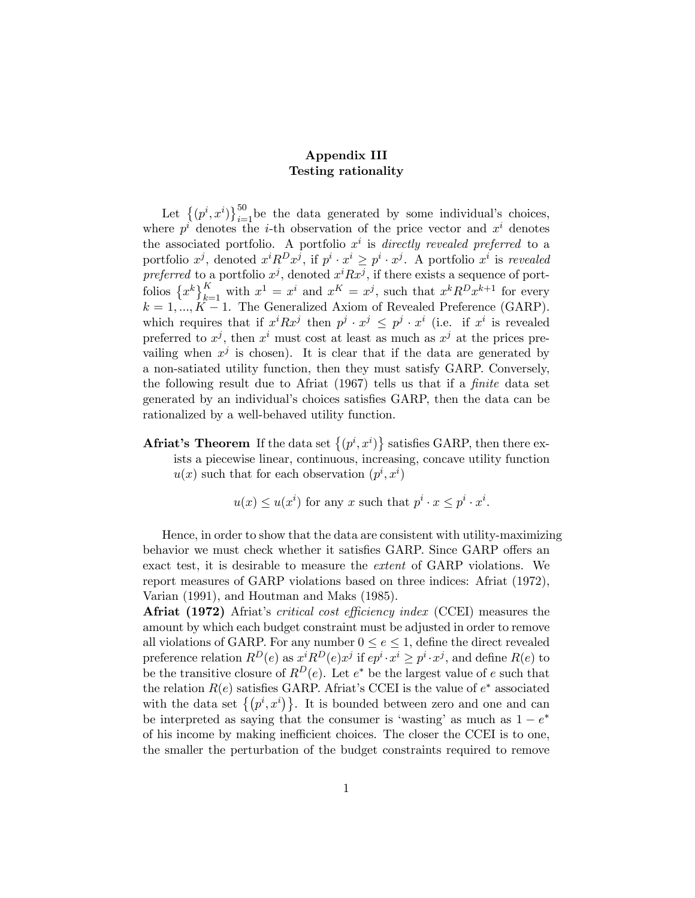# Appendix III
## Testing rationality

Let $\{(p^i, x^i)\}_{i=1}^{50}$be the data generated by some individual's choices, where $p^i$ denotes the $i$-th observation of the price vector and $x^i$ denotes the associated portfolio. A portfolio $x^i$ is *directly revealed preferred* to a portfolio $x^j$, denoted $x^i R^D x^j$, if $p^i \cdot x^i \geq p^i \cdot x^j$. A portfolio $x^i$ is *revealed preferred* to a portfolio $x^j$, denoted $x^i R x^j$, if there exists a sequence of portfolios $\{x^k\}_{k=1}^K$ with $x^1 = x^i$ and $x^K = x^j$, such that $x^k R^D x^{k+1}$ for every $k = 1, ..., K-1$. The Generalized Axiom of Revealed Preference (GARP). which requires that if $x^i R x^j$ then $p^j \cdot x^j \leq p^j \cdot x^i$ (i.e. if $x^i$ is revealed preferred to $x^j$, then $x^i$ must cost at least as much as $x^j$ at the prices prevailing when $x^j$ is chosen). It is clear that if the data are generated by a non-satiated utility function, then they must satisfy GARP. Conversely, the following result due to Afriat (1967) tells us that if a *finite* data set generated by an individual's choices satisfies GARP, then the data can be rationalized by a well-behaved utility function.

**Afriat's Theorem** If the data set $\{(p^i, x^i)\}$ satisfies GARP, then there exists a piecewise linear, continuous, increasing, concave utility function $u(x)$ such that for each observation $(p^i, x^i)$

$$u(x) \leq u(x^i) \text{ for any } x \text{ such that } p^i \cdot x \leq p^i \cdot x^i.$$

Hence, in order to show that the data are consistent with utility-maximizing behavior we must check whether it satisfies GARP. Since GARP offers an exact test, it is desirable to measure the *extent* of GARP violations. We report measures of GARP violations based on three indices: Afriat (1972), Varian (1991), and Houtman and Maks (1985).

**Afriat (1972)** Afriat's *critical cost efficiency index* (CCEI) measures the amount by which each budget constraint must be adjusted in order to remove all violations of GARP. For any number $0 \leq e \leq 1$, define the direct revealed preference relation $R^D(e)$ as $x^i R^D(e) x^j$ if $e p^i \cdot x^i \geq p^i \cdot x^j$, and define $R(e)$ to be the transitive closure of $R^D(e)$. Let $e^*$ be the largest value of $e$ such that the relation $R(e)$ satisfies GARP. Afriat's CCEI is the value of $e^*$ associated with the data set $\{(p^i, x^i)\}$. It is bounded between zero and one and can be interpreted as saying that the consumer is 'wasting' as much as $1 - e^*$ of his income by making inefficient choices. The closer the CCEI is to one, the smaller the perturbation of the budget constraints required to remove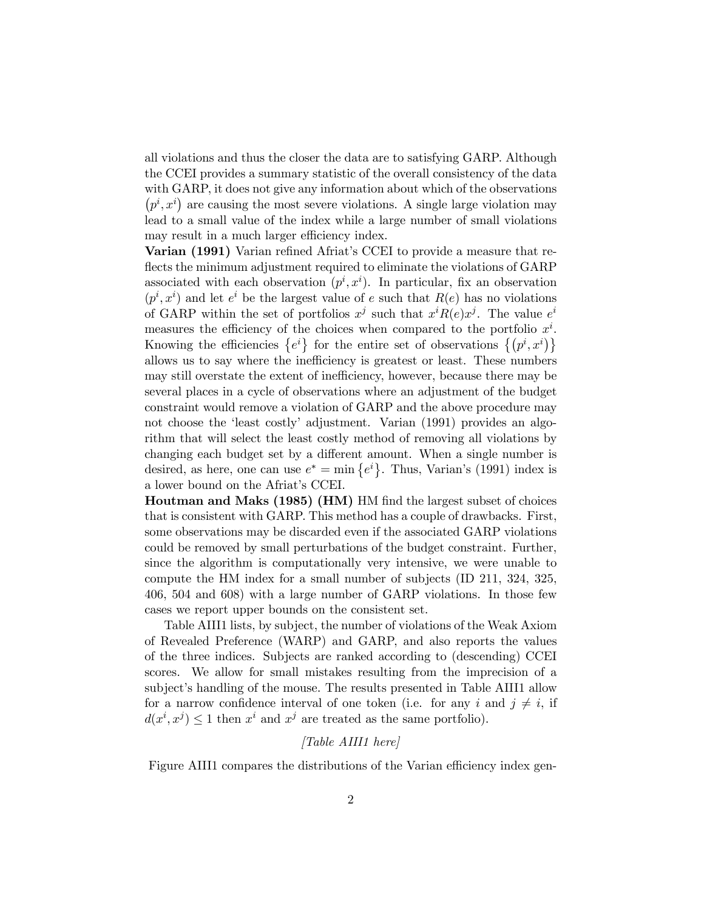all violations and thus the closer the data are to satisfying GARP. Although the CCEI provides a summary statistic of the overall consistency of the data with GARP, it does not give any information about which of the observations $(p^i, x^i)$ are causing the most severe violations. A single large violation may lead to a small value of the index while a large number of small violations may result in a much larger efficiency index.

**Varian (1991)** Varian refined Afriat's CCEI to provide a measure that reflects the minimum adjustment required to eliminate the violations of GARP associated with each observation $(p^i, x^i)$. In particular, fix an observation $(p^i, x^i)$ and let $e^i$ be the largest value of $e$ such that $R(e)$ has no violations of GARP within the set of portfolios $x^j$ such that $x^i R(e) x^j$. The value $e^i$ measures the efficiency of the choices when compared to the portfolio $x^i$. Knowing the efficiencies $\{e^i\}$ for the entire set of observations $\{(p^i, x^i)\}$ allows us to say where the inefficiency is greatest or least. These numbers may still overstate the extent of inefficiency, however, because there may be several places in a cycle of observations where an adjustment of the budget constraint would remove a violation of GARP and the above procedure may not choose the 'least costly' adjustment. Varian (1991) provides an algorithm that will select the least costly method of removing all violations by changing each budget set by a different amount. When a single number is desired, as here, one can use $e^* = \min\{e^i\}$. Thus, Varian's (1991) index is a lower bound on the Afriat's CCEI.

**Houtman and Maks (1985) (HM)** HM find the largest subset of choices that is consistent with GARP. This method has a couple of drawbacks. First, some observations may be discarded even if the associated GARP violations could be removed by small perturbations of the budget constraint. Further, since the algorithm is computationally very intensive, we were unable to compute the HM index for a small number of subjects (ID 211, 324, 325, 406, 504 and 608) with a large number of GARP violations. In those few cases we report upper bounds on the consistent set.

Table AIII1 lists, by subject, the number of violations of the Weak Axiom of Revealed Preference (WARP) and GARP, and also reports the values of the three indices. Subjects are ranked according to (descending) CCEI scores. We allow for small mistakes resulting from the imprecision of a subject's handling of the mouse. The results presented in Table AIII1 allow for a narrow confidence interval of one token (i.e. for any $i$ and $j \neq i$, if $d(x^i, x^j) \leq 1$ then $x^i$ and $x^j$ are treated as the same portfolio).

*[Table AIII1 here]*

Figure AIII1 compares the distributions of the Varian efficiency index gen-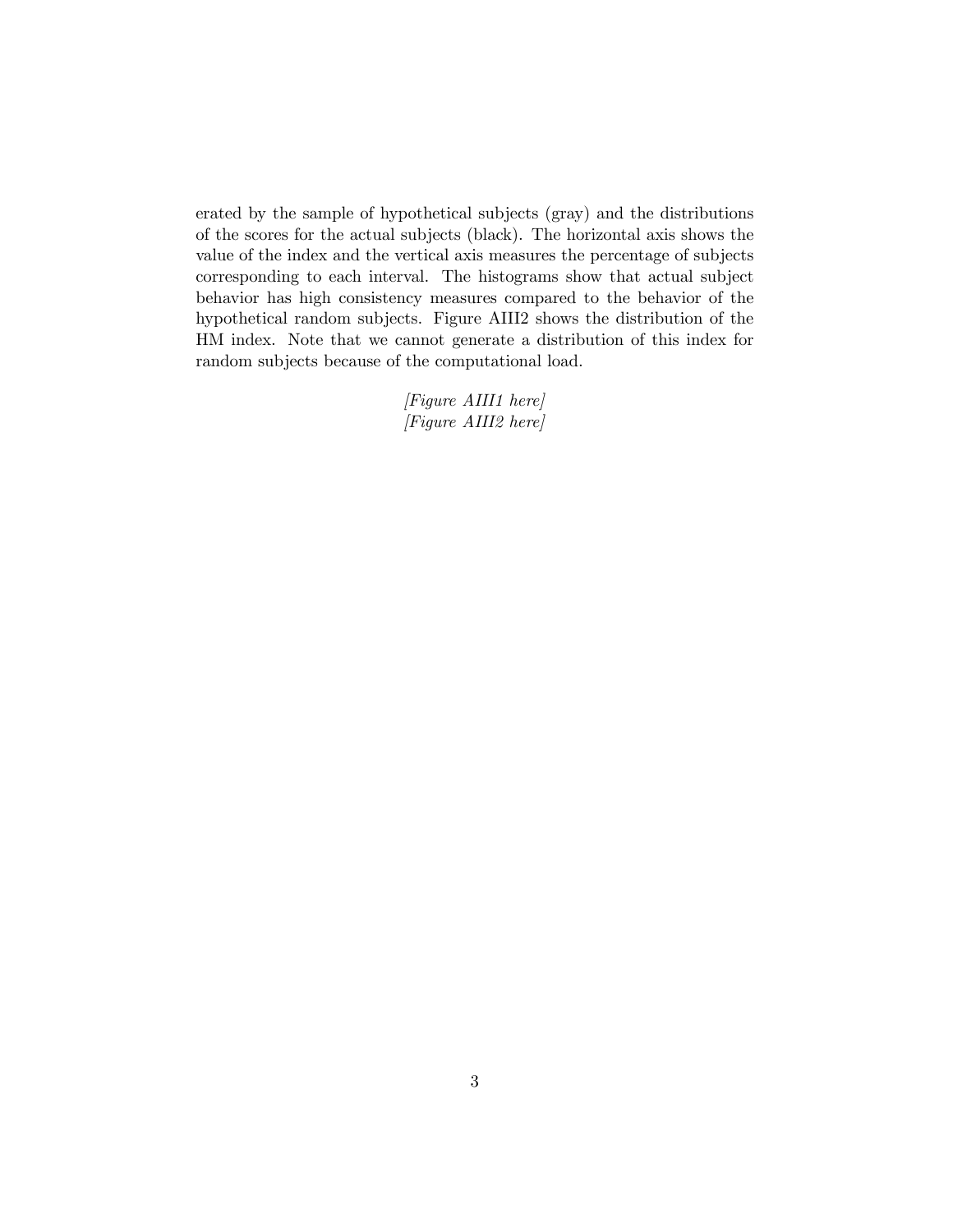erated by the sample of hypothetical subjects (gray) and the distributions of the scores for the actual subjects (black). The horizontal axis shows the value of the index and the vertical axis measures the percentage of subjects corresponding to each interval. The histograms show that actual subject behavior has high consistency measures compared to the behavior of the hypothetical random subjects. Figure AIII2 shows the distribution of the HM index. Note that we cannot generate a distribution of this index for random subjects because of the computational load.

*[Figure AIII1 here]*
*[Figure AIII2 here]*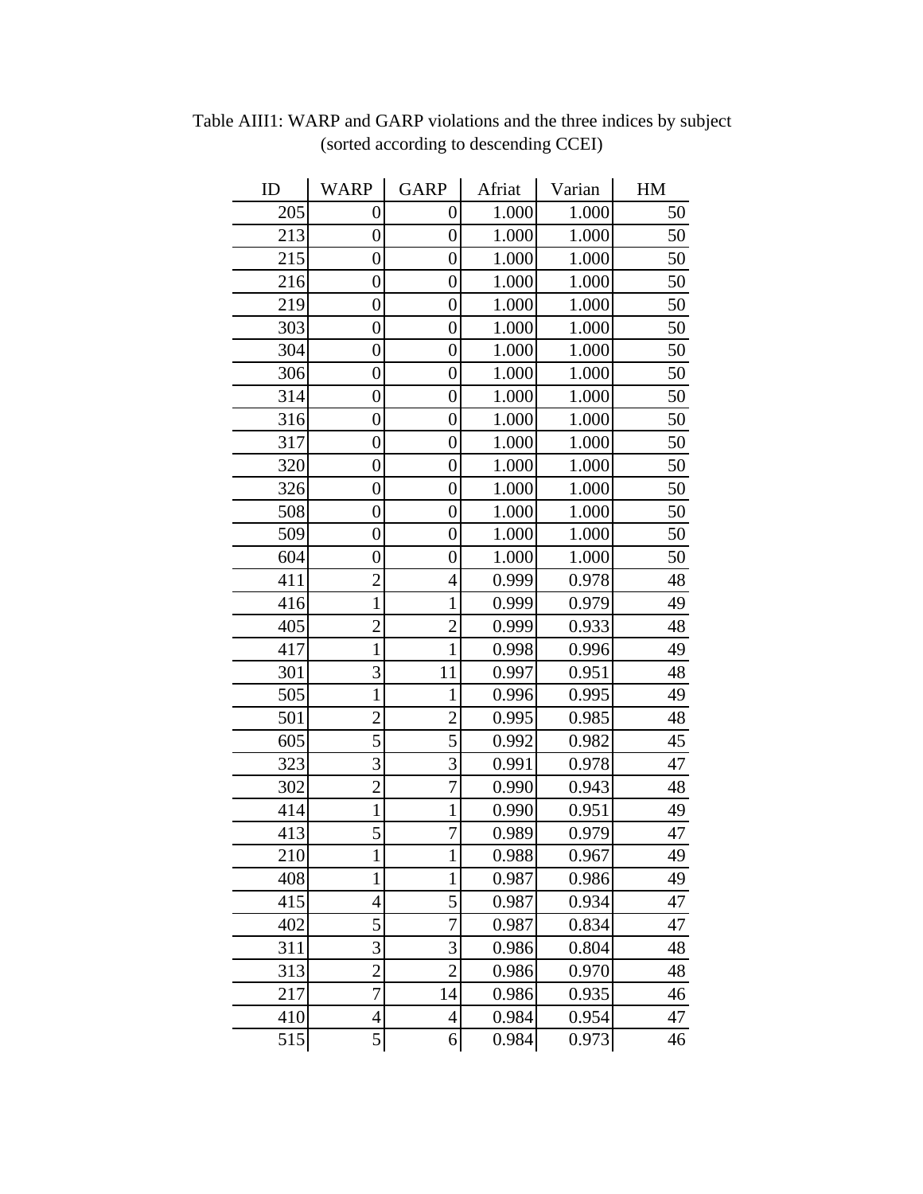Table AIII1: WARP and GARP violations and the three indices by subject
(sorted according to descending CCEI)

| ID | WARP | GARP | Afriat | Varian | HM |
|---|---|---|---|---|---|
| 205 | 0 | 0 | 1.000 | 1.000 | 50 |
| 213 | 0 | 0 | 1.000 | 1.000 | 50 |
| 215 | 0 | 0 | 1.000 | 1.000 | 50 |
| 216 | 0 | 0 | 1.000 | 1.000 | 50 |
| 219 | 0 | 0 | 1.000 | 1.000 | 50 |
| 303 | 0 | 0 | 1.000 | 1.000 | 50 |
| 304 | 0 | 0 | 1.000 | 1.000 | 50 |
| 306 | 0 | 0 | 1.000 | 1.000 | 50 |
| 314 | 0 | 0 | 1.000 | 1.000 | 50 |
| 316 | 0 | 0 | 1.000 | 1.000 | 50 |
| 317 | 0 | 0 | 1.000 | 1.000 | 50 |
| 320 | 0 | 0 | 1.000 | 1.000 | 50 |
| 326 | 0 | 0 | 1.000 | 1.000 | 50 |
| 508 | 0 | 0 | 1.000 | 1.000 | 50 |
| 509 | 0 | 0 | 1.000 | 1.000 | 50 |
| 604 | 0 | 0 | 1.000 | 1.000 | 50 |
| 411 | 2 | 4 | 0.999 | 0.978 | 48 |
| 416 | 1 | 1 | 0.999 | 0.979 | 49 |
| 405 | 2 | 2 | 0.999 | 0.933 | 48 |
| 417 | 1 | 1 | 0.998 | 0.996 | 49 |
| 301 | 3 | 11 | 0.997 | 0.951 | 48 |
| 505 | 1 | 1 | 0.996 | 0.995 | 49 |
| 501 | 2 | 2 | 0.995 | 0.985 | 48 |
| 605 | 5 | 5 | 0.992 | 0.982 | 45 |
| 323 | 3 | 3 | 0.991 | 0.978 | 47 |
| 302 | 2 | 7 | 0.990 | 0.943 | 48 |
| 414 | 1 | 1 | 0.990 | 0.951 | 49 |
| 413 | 5 | 7 | 0.989 | 0.979 | 47 |
| 210 | 1 | 1 | 0.988 | 0.967 | 49 |
| 408 | 1 | 1 | 0.987 | 0.986 | 49 |
| 415 | 4 | 5 | 0.987 | 0.934 | 47 |
| 402 | 5 | 7 | 0.987 | 0.834 | 47 |
| 311 | 3 | 3 | 0.986 | 0.804 | 48 |
| 313 | 2 | 2 | 0.986 | 0.970 | 48 |
| 217 | 7 | 14 | 0.986 | 0.935 | 46 |
| 410 | 4 | 4 | 0.984 | 0.954 | 47 |
| 515 | 5 | 6 | 0.984 | 0.973 | 46 |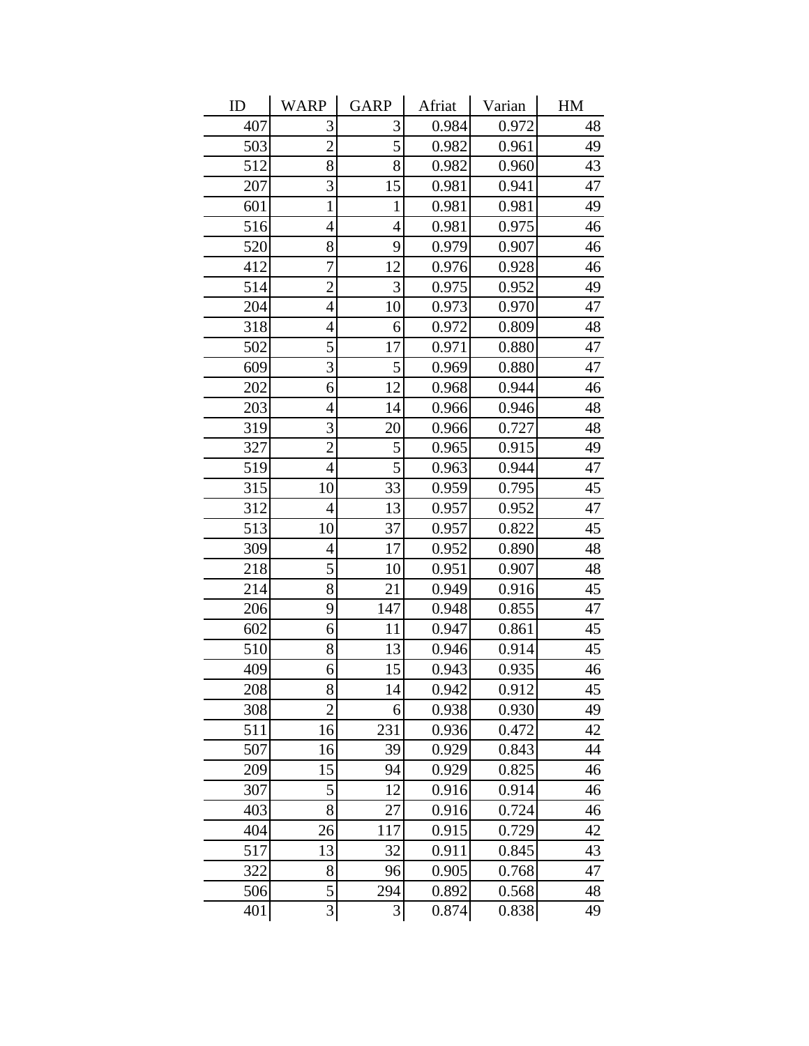| ID | WARP | GARP | Afriat | Varian | HM |
|---|---|---|---|---|---|
| 407 | 3 | 3 | 0.984 | 0.972 | 48 |
| 503 | 2 | 5 | 0.982 | 0.961 | 49 |
| 512 | 8 | 8 | 0.982 | 0.960 | 43 |
| 207 | 3 | 15 | 0.981 | 0.941 | 47 |
| 601 | 1 | 1 | 0.981 | 0.981 | 49 |
| 516 | 4 | 4 | 0.981 | 0.975 | 46 |
| 520 | 8 | 9 | 0.979 | 0.907 | 46 |
| 412 | 7 | 12 | 0.976 | 0.928 | 46 |
| 514 | 2 | 3 | 0.975 | 0.952 | 49 |
| 204 | 4 | 10 | 0.973 | 0.970 | 47 |
| 318 | 4 | 6 | 0.972 | 0.809 | 48 |
| 502 | 5 | 17 | 0.971 | 0.880 | 47 |
| 609 | 3 | 5 | 0.969 | 0.880 | 47 |
| 202 | 6 | 12 | 0.968 | 0.944 | 46 |
| 203 | 4 | 14 | 0.966 | 0.946 | 48 |
| 319 | 3 | 20 | 0.966 | 0.727 | 48 |
| 327 | 2 | 5 | 0.965 | 0.915 | 49 |
| 519 | 4 | 5 | 0.963 | 0.944 | 47 |
| 315 | 10 | 33 | 0.959 | 0.795 | 45 |
| 312 | 4 | 13 | 0.957 | 0.952 | 47 |
| 513 | 10 | 37 | 0.957 | 0.822 | 45 |
| 309 | 4 | 17 | 0.952 | 0.890 | 48 |
| 218 | 5 | 10 | 0.951 | 0.907 | 48 |
| 214 | 8 | 21 | 0.949 | 0.916 | 45 |
| 206 | 9 | 147 | 0.948 | 0.855 | 47 |
| 602 | 6 | 11 | 0.947 | 0.861 | 45 |
| 510 | 8 | 13 | 0.946 | 0.914 | 45 |
| 409 | 6 | 15 | 0.943 | 0.935 | 46 |
| 208 | 8 | 14 | 0.942 | 0.912 | 45 |
| 308 | 2 | 6 | 0.938 | 0.930 | 49 |
| 511 | 16 | 231 | 0.936 | 0.472 | 42 |
| 507 | 16 | 39 | 0.929 | 0.843 | 44 |
| 209 | 15 | 94 | 0.929 | 0.825 | 46 |
| 307 | 5 | 12 | 0.916 | 0.914 | 46 |
| 403 | 8 | 27 | 0.916 | 0.724 | 46 |
| 404 | 26 | 117 | 0.915 | 0.729 | 42 |
| 517 | 13 | 32 | 0.911 | 0.845 | 43 |
| 322 | 8 | 96 | 0.905 | 0.768 | 47 |
| 506 | 5 | 294 | 0.892 | 0.568 | 48 |
| 401 | 3 | 3 | 0.874 | 0.838 | 49 |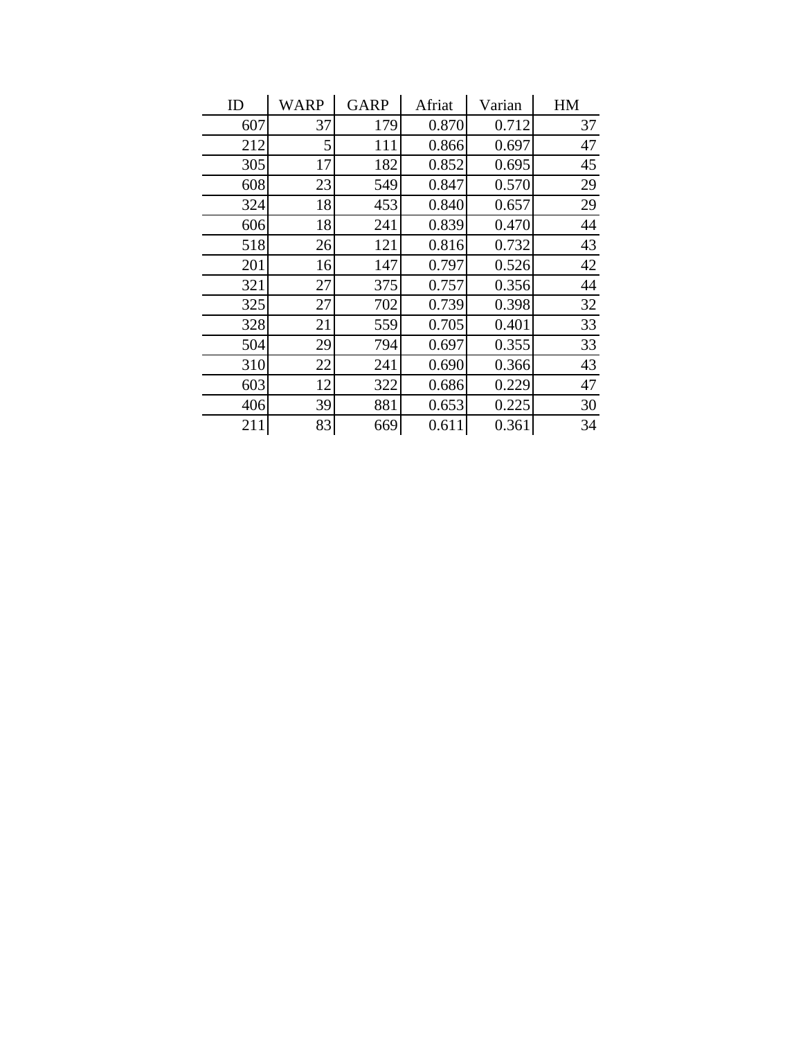| ID | WARP | GARP | Afriat | Varian | HM |
|---|---|---|---|---|---|
| 607 | 37 | 179 | 0.870 | 0.712 | 37 |
| 212 | 5 | 111 | 0.866 | 0.697 | 47 |
| 305 | 17 | 182 | 0.852 | 0.695 | 45 |
| 608 | 23 | 549 | 0.847 | 0.570 | 29 |
| 324 | 18 | 453 | 0.840 | 0.657 | 29 |
| 606 | 18 | 241 | 0.839 | 0.470 | 44 |
| 518 | 26 | 121 | 0.816 | 0.732 | 43 |
| 201 | 16 | 147 | 0.797 | 0.526 | 42 |
| 321 | 27 | 375 | 0.757 | 0.356 | 44 |
| 325 | 27 | 702 | 0.739 | 0.398 | 32 |
| 328 | 21 | 559 | 0.705 | 0.401 | 33 |
| 504 | 29 | 794 | 0.697 | 0.355 | 33 |
| 310 | 22 | 241 | 0.690 | 0.366 | 43 |
| 603 | 12 | 322 | 0.686 | 0.229 | 47 |
| 406 | 39 | 881 | 0.653 | 0.225 | 30 |
| 211 | 83 | 669 | 0.611 | 0.361 | 34 |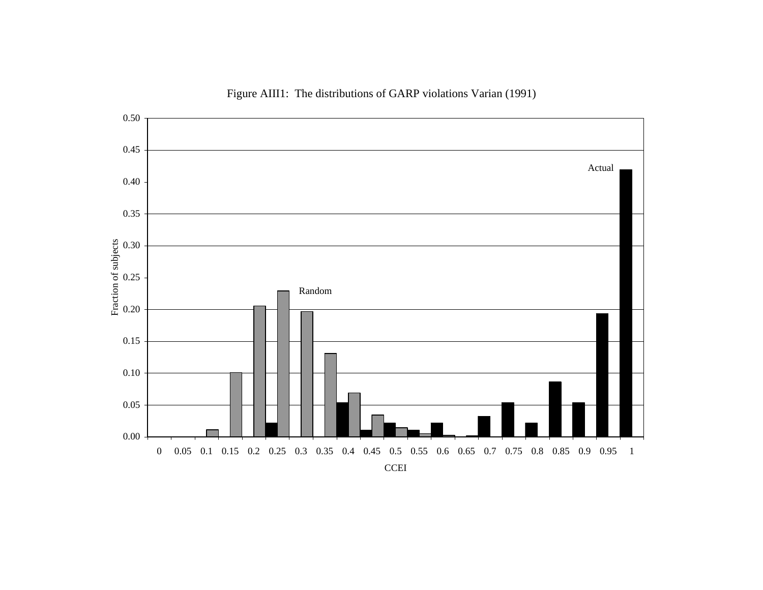Figure AIII1: The distributions of GARP violations Varian (1991)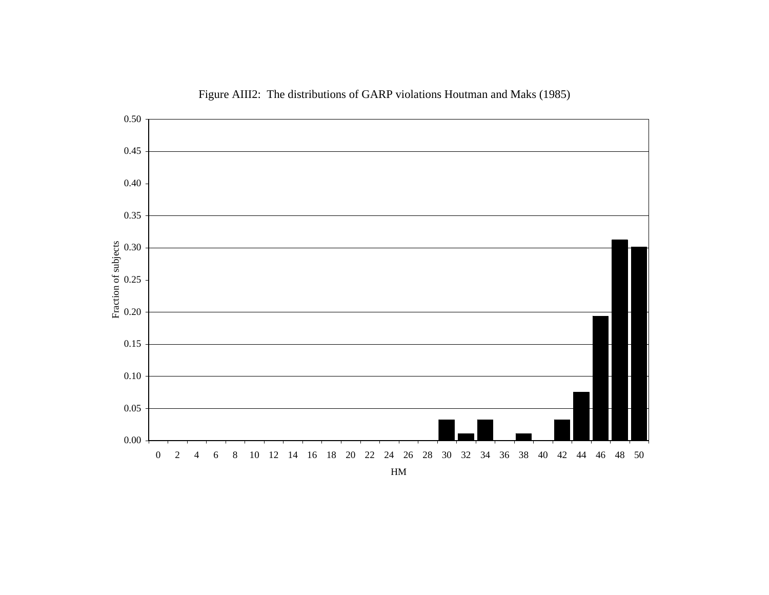Figure AIII2: The distributions of GARP violations Houtman and Maks (1985)

Fraction of subjects

0.50
0.45
0.40
0.35
0.30
0.25
0.20
0.15
0.10
0.05
0.00

0 2 4 6 8 10 12 14 16 18 20 22 24 26 28 30 32 34 36 38 40 42 44 46 48 50

HM